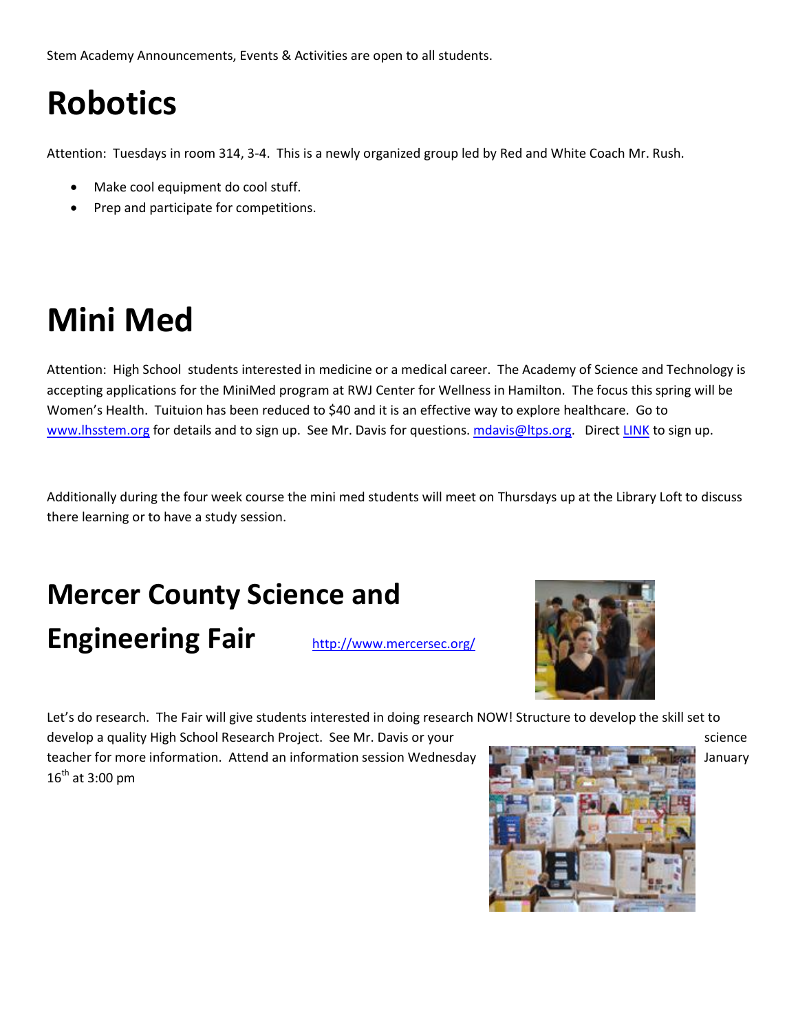Stem Academy Announcements, Events & Activities are open to all students.

# Robotics

Attention: Tuesdays in room 314, 3-4. This is a newly organized group led by Red and White Coach Mr. Rush.

- Make cool equipment do cool stuff.
- Prep and participate for competitions.

# Mini Med

Attention: High School students interested in medicine or a medical career. The Academy of Science and Technology is accepting applications for the MiniMed program at RWJ Center for Wellness in Hamilton. The focus this spring will be Women's Health. Tuituion has been reduced to $40 and it is an effective way to explore healthcare. Go to www.lhsstem.org for details and to sign up. See Mr. Davis for questions. mdavis@ltps.org. Direct LINK to sign up.

Additionally during the four week course the mini med students will meet on Thursdays up at the Library Loft to discuss there learning or to have a study session.

# Mercer County Science and Engineering Fair

http://www.mercersec.org/

Let's do research. The Fair will give students interested in doing research NOW! Structure to develop the skill set to develop a quality High School Research Project. See Mr. Davis or your science teacher for more information. Attend an information session Wednesday January 16th at 3:00 pm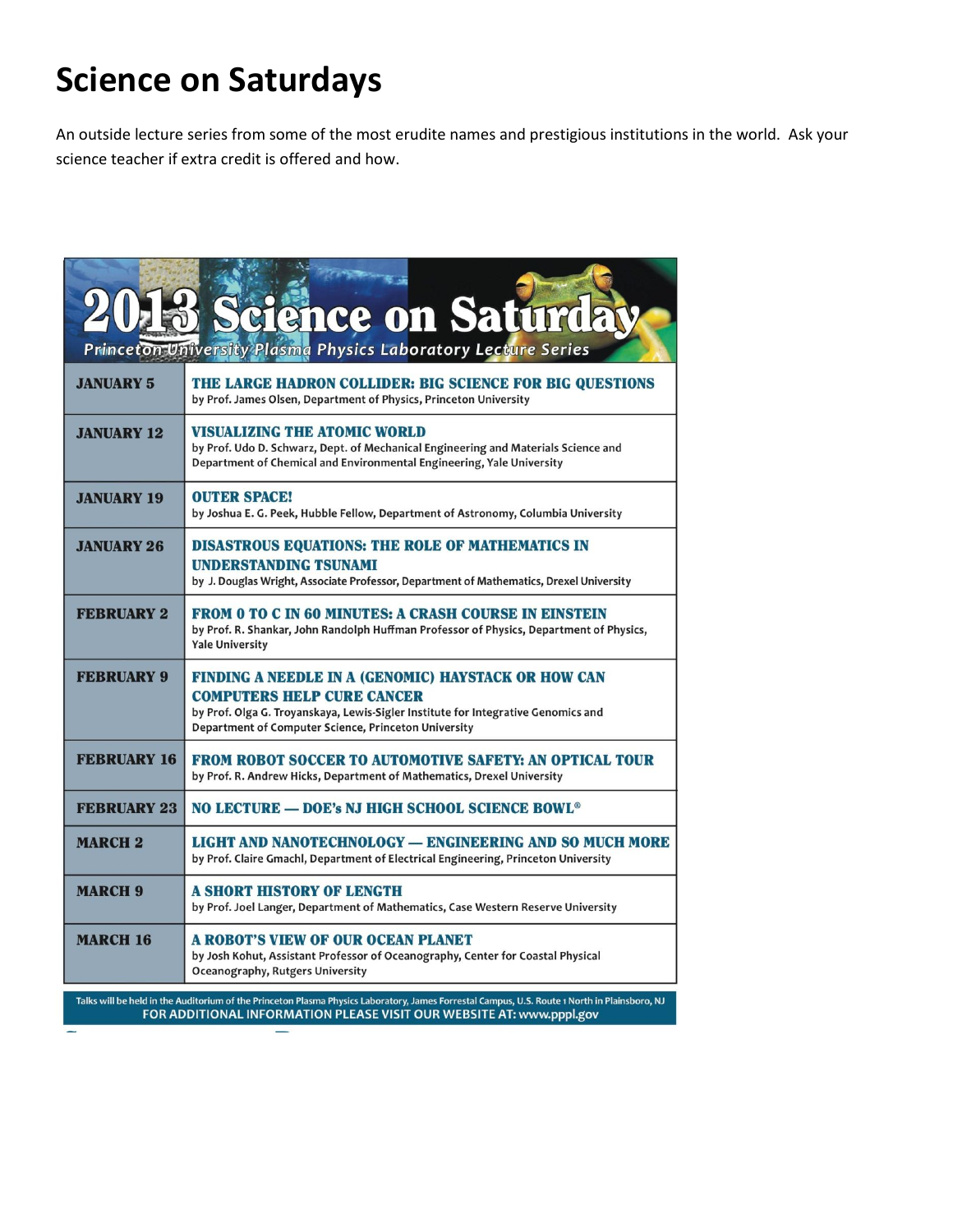# Science on Saturdays

An outside lecture series from some of the most erudite names and prestigious institutions in the world. Ask your science teacher if extra credit is offered and how.

## 2013 Science on Saturday

Princeton University Plasma Physics Laboratory Lecture Series

| | |
|---|---|
| **JANUARY 5** | **THE LARGE HADRON COLLIDER: BIG SCIENCE FOR BIG QUESTIONS** by Prof. James Olsen, Department of Physics, Princeton University |
| **JANUARY 12** | **VISUALIZING THE ATOMIC WORLD** by Prof. Udo D. Schwarz, Dept. of Mechanical Engineering and Materials Science and Department of Chemical and Environmental Engineering, Yale University |
| **JANUARY 19** | **OUTER SPACE!** by Joshua E. G. Peek, Hubble Fellow, Department of Astronomy, Columbia University |
| **JANUARY 26** | **DISASTROUS EQUATIONS: THE ROLE OF MATHEMATICS IN UNDERSTANDING TSUNAMI** by J. Douglas Wright, Associate Professor, Department of Mathematics, Drexel University |
| **FEBRUARY 2** | **FROM 0 TO C IN 60 MINUTES: A CRASH COURSE IN EINSTEIN** by Prof. R. Shankar, John Randolph Huffman Professor of Physics, Department of Physics, Yale University |
| **FEBRUARY 9** | **FINDING A NEEDLE IN A (GENOMIC) HAYSTACK OR HOW CAN COMPUTERS HELP CURE CANCER** by Prof. Olga G. Troyanskaya, Lewis-Sigler Institute for Integrative Genomics and Department of Computer Science, Princeton University |
| **FEBRUARY 16** | **FROM ROBOT SOCCER TO AUTOMOTIVE SAFETY: AN OPTICAL TOUR** by Prof. R. Andrew Hicks, Department of Mathematics, Drexel University |
| **FEBRUARY 23** | **NO LECTURE — DOE's NJ HIGH SCHOOL SCIENCE BOWL®** |
| **MARCH 2** | **LIGHT AND NANOTECHNOLOGY — ENGINEERING AND SO MUCH MORE** by Prof. Claire Gmachl, Department of Electrical Engineering, Princeton University |
| **MARCH 9** | **A SHORT HISTORY OF LENGTH** by Prof. Joel Langer, Department of Mathematics, Case Western Reserve University |
| **MARCH 16** | **A ROBOT'S VIEW OF OUR OCEAN PLANET** by Josh Kohut, Assistant Professor of Oceanography, Center for Coastal Physical Oceanography, Rutgers University |

Talks will be held in the Auditorium of the Princeton Plasma Physics Laboratory, James Forrestal Campus, U.S. Route 1 North in Plainsboro, NJ

FOR ADDITIONAL INFORMATION PLEASE VISIT OUR WEBSITE AT: www.pppl.gov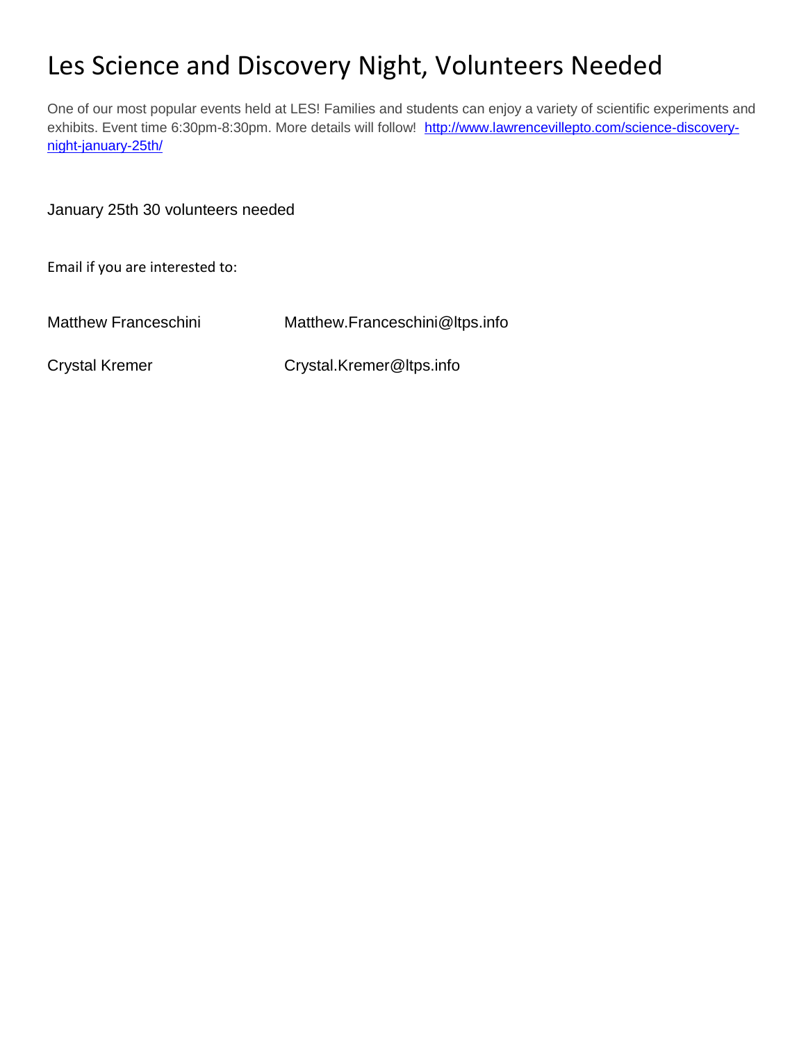# Les Science and Discovery Night, Volunteers Needed

One of our most popular events held at LES! Families and students can enjoy a variety of scientific experiments and exhibits. Event time 6:30pm-8:30pm. More details will follow! [http://www.lawrencevillepto.com/science-discovery-night-january-25th/](http://www.lawrencevillepto.com/science-discovery-night-january-25th/)

January 25th 30 volunteers needed

Email if you are interested to:

| | |
|---|---|
| Matthew Franceschini | Matthew.Franceschini@ltps.info |
| Crystal Kremer | Crystal.Kremer@ltps.info |